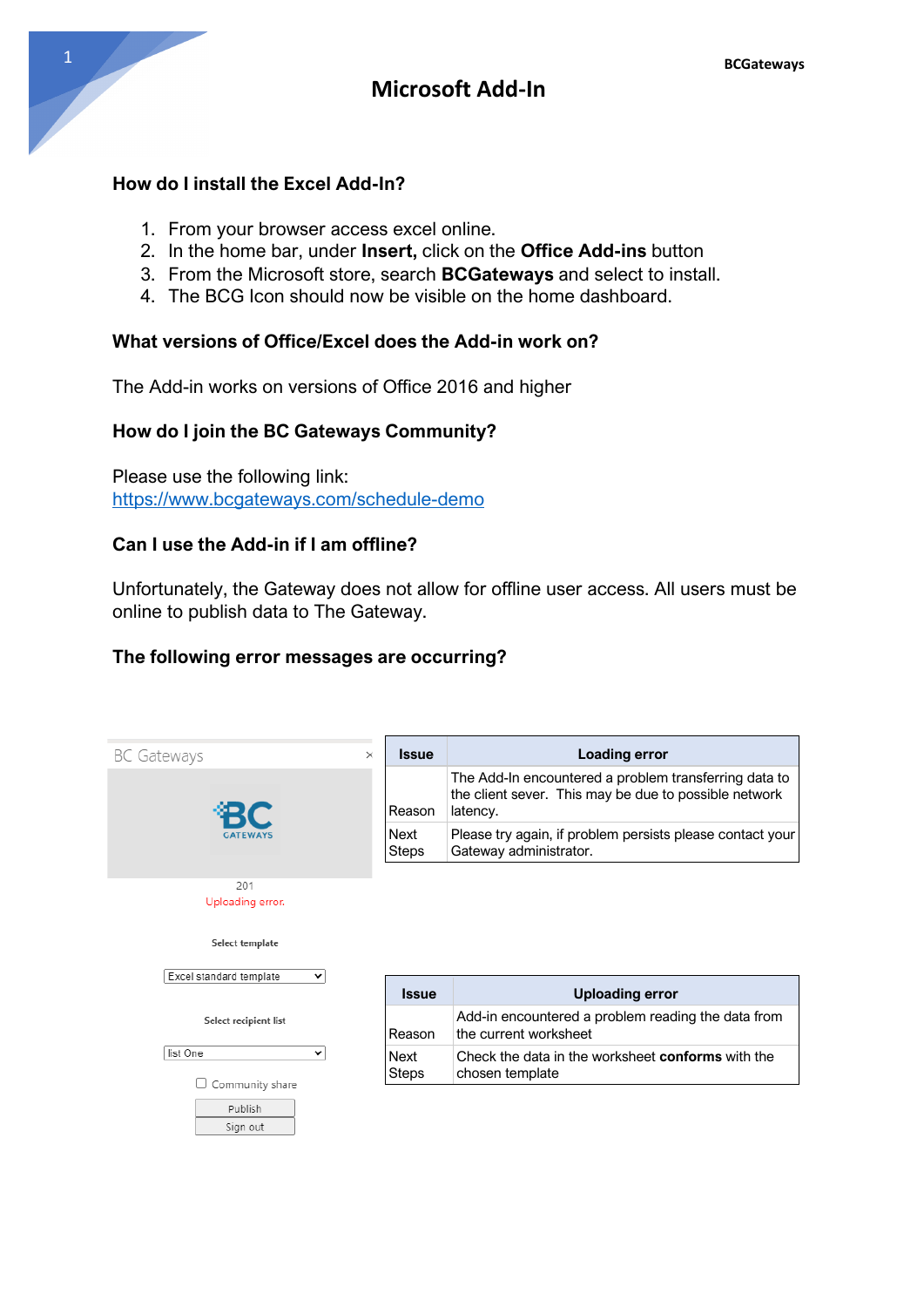# Microsoft Add-In

### How do I install the Excel Add-In?

1. From your browser access excel online.
2. In the home bar, under **Insert,** click on the **Office Add-ins** button
3. From the Microsoft store, search **BCGateways** and select to install.
4. The BCG Icon should now be visible on the home dashboard.

### What versions of Office/Excel does the Add-in work on?

The Add-in works on versions of Office 2016 and higher

### How do I join the BC Gateways Community?

Please use the following link:
https://www.bcgateways.com/schedule-demo

### Can I use the Add-in if I am offline?

Unfortunately, the Gateway does not allow for offline user access. All users must be online to publish data to The Gateway.

### The following error messages are occurring?

BC Gateways ×

BC GATEWAYS

201
Uploading error.

Select template

Excel standard template

Select recipient list

list One

☐ Community share

Publish

Sign out

| Issue | Loading error |
|---|---|
| Reason | The Add-In encountered a problem transferring data to the client sever. This may be due to possible network latency. |
| Next Steps | Please try again, if problem persists please contact your Gateway administrator. |

| Issue | Uploading error |
|---|---|
| Reason | Add-in encountered a problem reading the data from the current worksheet |
| Next Steps | Check the data in the worksheet **conforms** with the chosen template |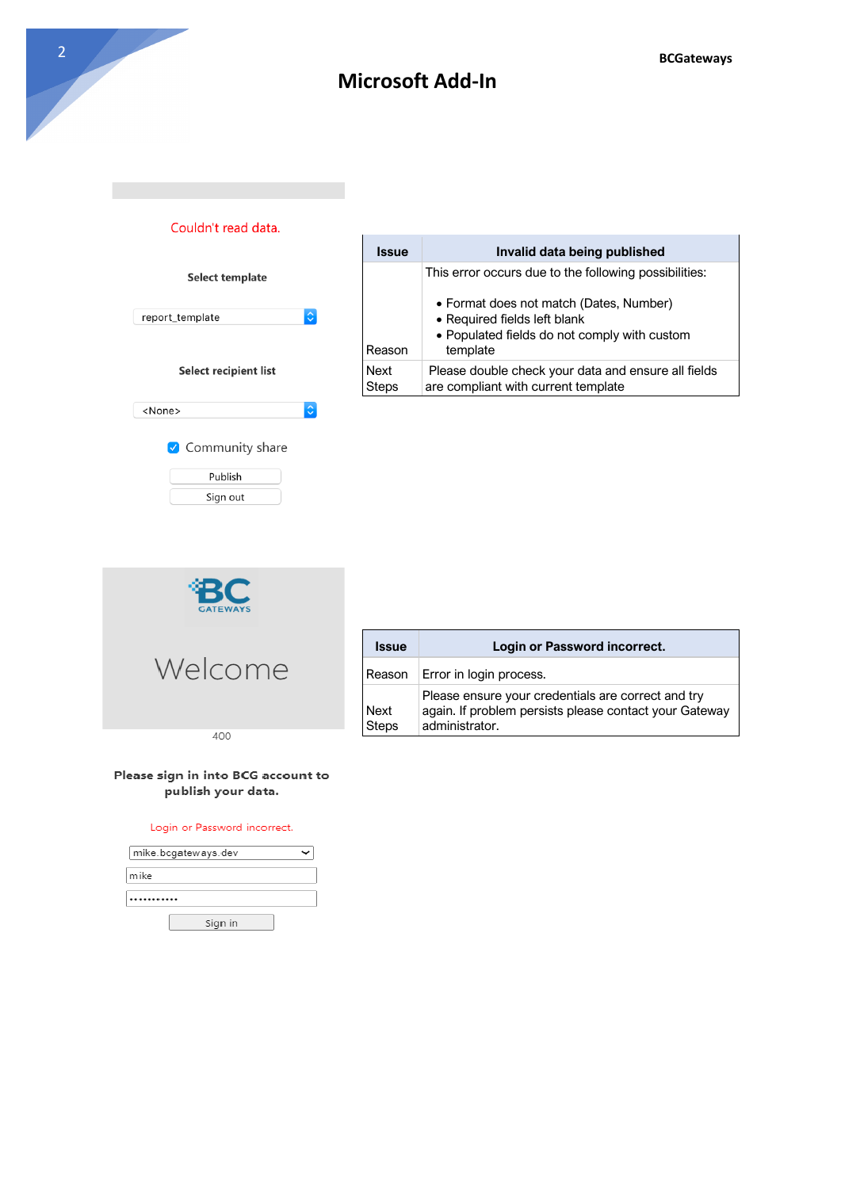# Microsoft Add-In

Couldn't read data.

**Select template**

report_template

**Select recipient list**

<None>

☑ Community share

Publish

Sign out

| Issue | Invalid data being published |
| --- | --- |
| Reason | This error occurs due to the following possibilities:<br><br>• Format does not match (Dates, Number)<br>• Required fields left blank<br>• Populated fields do not comply with custom template |
| Next Steps | Please double check your data and ensure all fields are compliant with current template |

BC GATEWAYS

Welcome

400

**Please sign in into BCG account to publish your data.**

Login or Password incorrect.

mike.bcgateways.dev

mike

•••••••••••

Sign in

| Issue | Login or Password incorrect. |
| --- | --- |
| Reason | Error in login process. |
| Next Steps | Please ensure your credentials are correct and try again. If problem persists please contact your Gateway administrator. |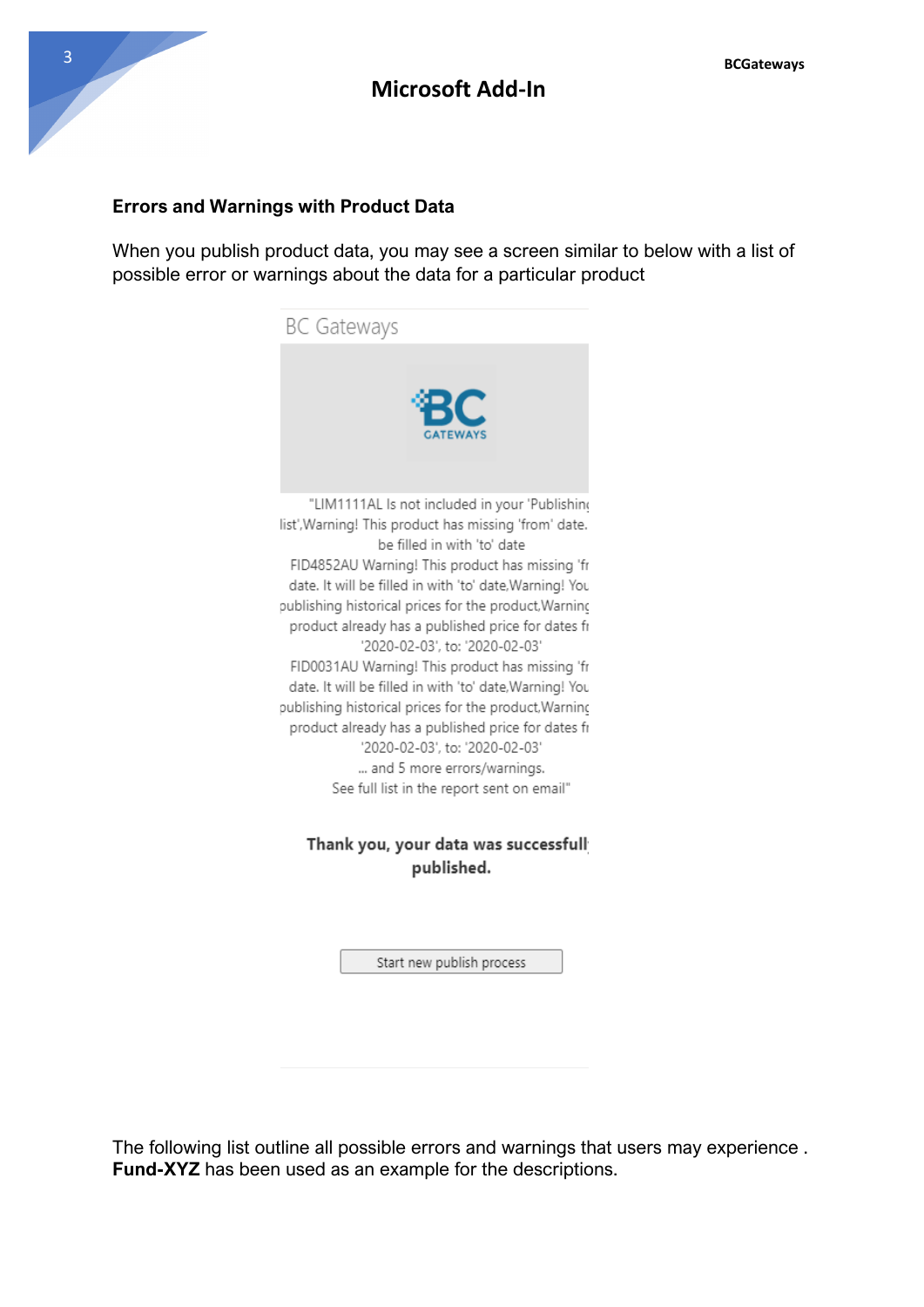**Errors and Warnings with Product Data**

When you publish product data, you may see a screen similar to below with a list of possible error or warnings about the data for a particular product

BC Gateways

BC GATEWAYS

"LIM1111AL Is not included in your 'Publishing list',Warning! This product has missing 'from' date. be filled in with 'to' date
FID4852AU Warning! This product has missing 'fr date. It will be filled in with 'to' date,Warning! You publishing historical prices for the product,Warning product already has a published price for dates fr '2020-02-03', to: '2020-02-03'
FID0031AU Warning! This product has missing 'fr date. It will be filled in with 'to' date,Warning! You publishing historical prices for the product,Warning product already has a published price for dates fr '2020-02-03', to: '2020-02-03'
... and 5 more errors/warnings.
See full list in the report sent on email"

**Thank you, your data was successfull published.**

Start new publish process

The following list outline all possible errors and warnings that users may experience . **Fund-XYZ** has been used as an example for the descriptions.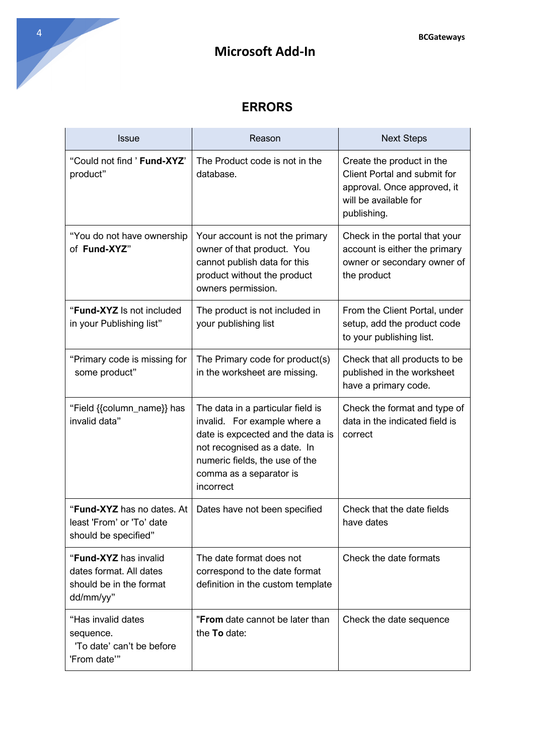# Microsoft Add-In

## ERRORS

| Issue | Reason | Next Steps |
|---|---|---|
| "Could not find ' **Fund-XYZ**' product" | The Product code is not in the database. | Create the product in the Client Portal and submit for approval. Once approved, it will be available for publishing. |
| "You do not have ownership of **Fund-XYZ**" | Your account is not the primary owner of that product. You cannot publish data for this product without the product owners permission. | Check in the portal that your account is either the primary owner or secondary owner of the product |
| "**Fund-XYZ** Is not included in your Publishing list" | The product is not included in your publishing list | From the Client Portal, under setup, add the product code to your publishing list. |
| "Primary code is missing for some product" | The Primary code for product(s) in the worksheet are missing. | Check that all products to be published in the worksheet have a primary code. |
| "Field {{column_name}} has invalid data" | The data in a particular field is invalid. For example where a date is expcected and the data is not recognised as a date. In numeric fields, the use of the comma as a separator is incorrect | Check the format and type of data in the indicated field is correct |
| "**Fund-XYZ** has no dates. At least 'From' or 'To' date should be specified" | Dates have not been specified | Check that the date fields have dates |
| "**Fund-XYZ** has invalid dates format. All dates should be in the format dd/mm/yy" | The date format does not correspond to the date format definition in the custom template | Check the date formats |
| "Has invalid dates sequence. 'To date' can't be before 'From date'" | "**From** date cannot be later than the **To** date: | Check the date sequence |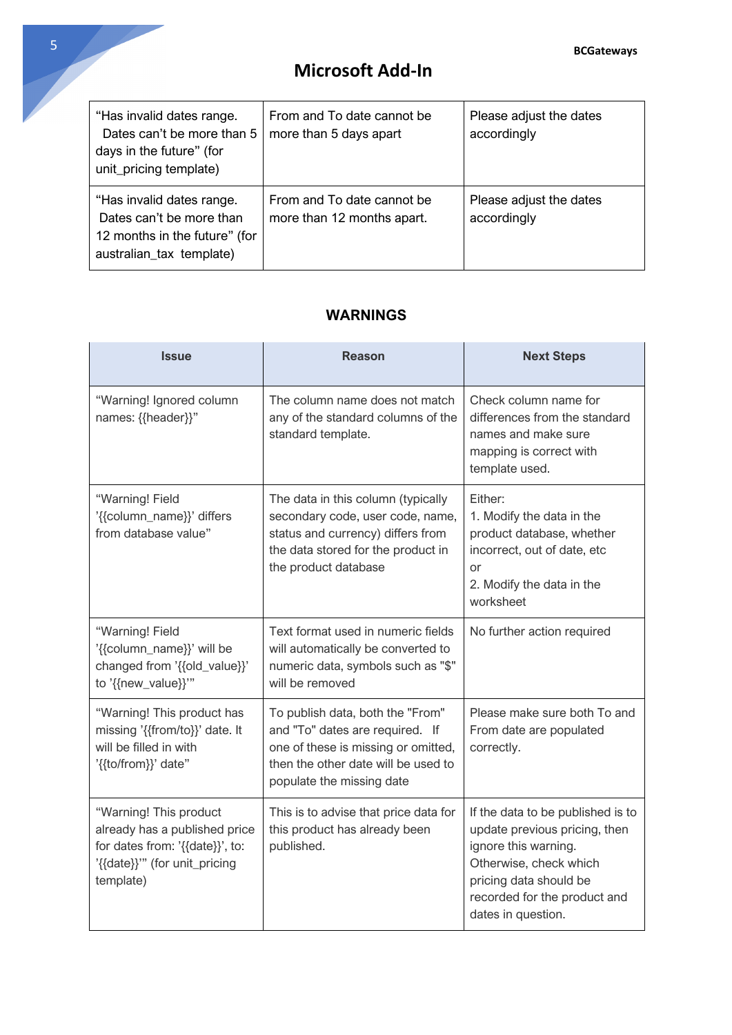# Microsoft Add-In

| | | |
|---|---|---|
| "Has invalid dates range. Dates can't be more than 5 days in the future" (for unit_pricing template) | From and To date cannot be more than 5 days apart | Please adjust the dates accordingly |
| "Has invalid dates range. Dates can't be more than 12 months in the future" (for australian_tax template) | From and To date cannot be more than 12 months apart. | Please adjust the dates accordingly |

## WARNINGS

| Issue | Reason | Next Steps |
|---|---|---|
| "Warning! Ignored column names: {{header}}" | The column name does not match any of the standard columns of the standard template. | Check column name for differences from the standard names and make sure mapping is correct with template used. |
| "Warning! Field '{{column_name}}' differs from database value" | The data in this column (typically secondary code, user code, name, status and currency) differs from the data stored for the product in the product database | Either:<br>1. Modify the data in the product database, whether incorrect, out of date, etc<br>or<br>2. Modify the data in the worksheet |
| "Warning! Field '{{column_name}}' will be changed from '{{old_value}}' to '{{new_value}}'" | Text format used in numeric fields will automatically be converted to numeric data, symbols such as "$" will be removed | No further action required |
| "Warning! This product has missing '{{from/to}}' date. It will be filled in with '{{to/from}}' date" | To publish data, both the "From" and "To" dates are required. If one of these is missing or omitted, then the other date will be used to populate the missing date | Please make sure both To and From date are populated correctly. |
| "Warning! This product already has a published price for dates from: '{{date}}', to: '{{date}}'" (for unit_pricing template) | This is to advise that price data for this product has already been published. | If the data to be published is to update previous pricing, then ignore this warning. Otherwise, check which pricing data should be recorded for the product and dates in question. |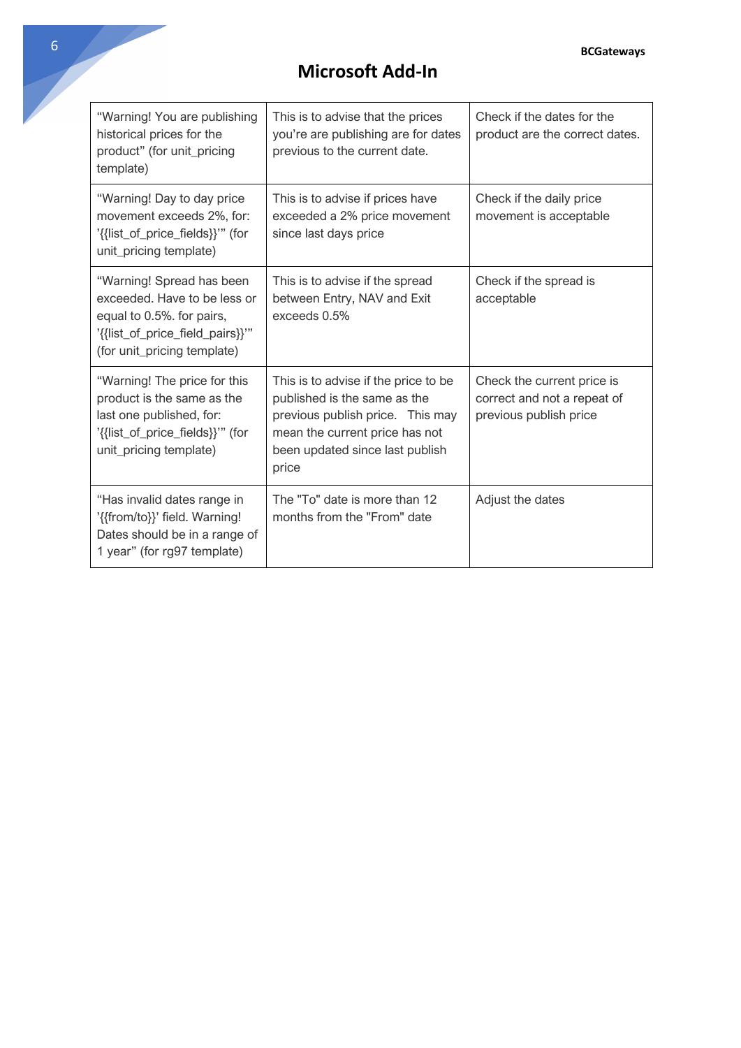# Microsoft Add-In

| “Warning! You are publishing historical prices for the product” (for unit_pricing template) | This is to advise that the prices you’re are publishing are for dates previous to the current date. | Check if the dates for the product are the correct dates. |
|---|---|---|
| “Warning! Day to day price movement exceeds 2%, for: '{{list_of_price_fields}}'” (for unit_pricing template) | This is to advise if prices have exceeded a 2% price movement since last days price | Check if the daily price movement is acceptable |
| “Warning! Spread has been exceeded. Have to be less or equal to 0.5%. for pairs, '{{list_of_price_field_pairs}}'” (for unit_pricing template) | This is to advise if the spread between Entry, NAV and Exit exceeds 0.5% | Check if the spread is acceptable |
| “Warning! The price for this product is the same as the last one published, for: '{{list_of_price_fields}}'” (for unit_pricing template) | This is to advise if the price to be published is the same as the previous publish price. This may mean the current price has not been updated since last publish price | Check the current price is correct and not a repeat of previous publish price |
| “Has invalid dates range in '{{from/to}}' field. Warning! Dates should be in a range of 1 year” (for rg97 template) | The "To" date is more than 12 months from the "From" date | Adjust the dates |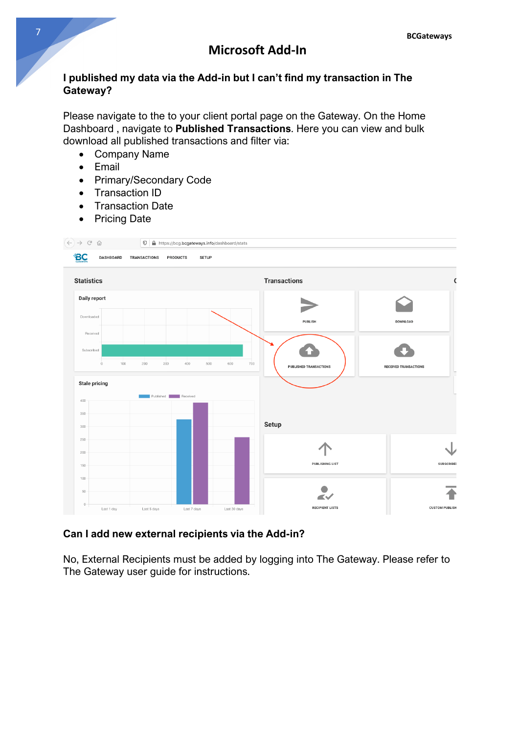# Microsoft Add-In

### I published my data via the Add-in but I can't find my transaction in The Gateway?

Please navigate to the to your client portal page on the Gateway. On the Home Dashboard , navigate to **Published Transactions**. Here you can view and bulk download all published transactions and filter via:

- Company Name
- Email
- Primary/Secondary Code
- Transaction ID
- Transaction Date
- Pricing Date

### Can I add new external recipients via the Add-in?

No, External Recipients must be added by logging into The Gateway. Please refer to The Gateway user guide for instructions.